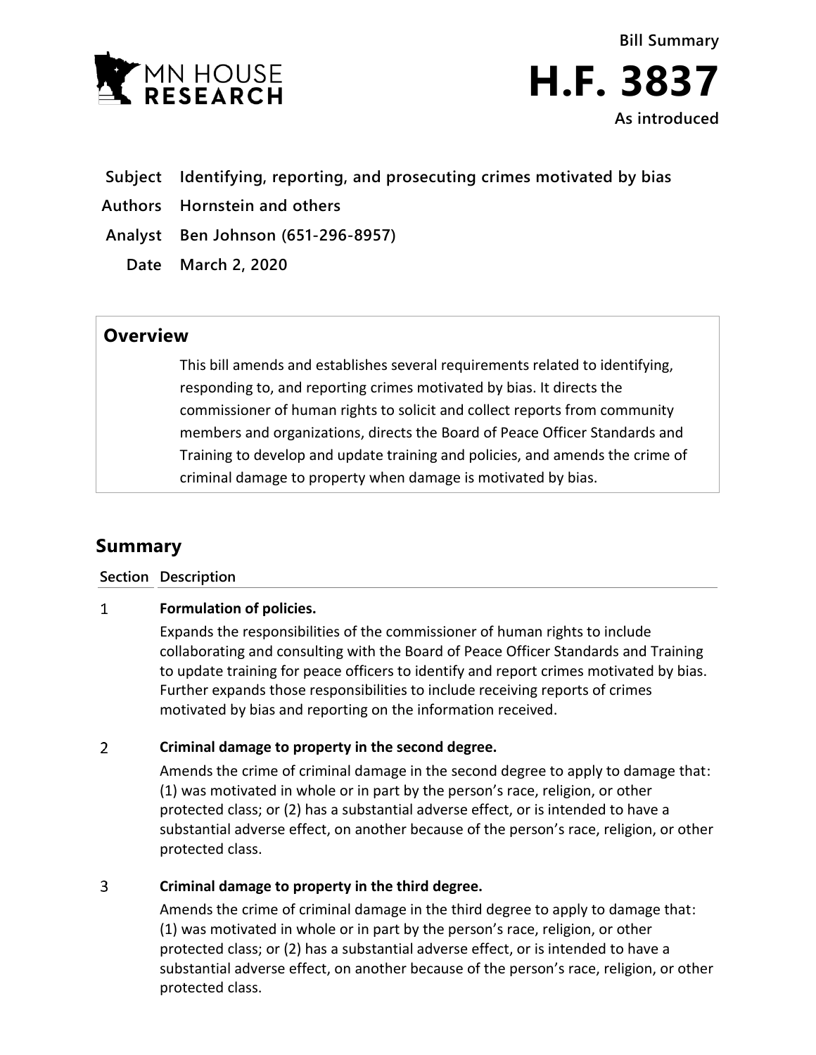Bill Summary

# H.F. 3837

As introduced

**Subject** Identifying, reporting, and prosecuting crimes motivated by bias

**Authors** Hornstein and others

**Analyst** Ben Johnson (651-296-8957)

**Date** March 2, 2020

## Overview

This bill amends and establishes several requirements related to identifying, responding to, and reporting crimes motivated by bias. It directs the commissioner of human rights to solicit and collect reports from community members and organizations, directs the Board of Peace Officer Standards and Training to develop and update training and policies, and amends the crime of criminal damage to property when damage is motivated by bias.

## Summary

| Section | Description |
|---|---|
| 1 | **Formulation of policies.**<br>Expands the responsibilities of the commissioner of human rights to include collaborating and consulting with the Board of Peace Officer Standards and Training to update training for peace officers to identify and report crimes motivated by bias. Further expands those responsibilities to include receiving reports of crimes motivated by bias and reporting on the information received. |
| 2 | **Criminal damage to property in the second degree.**<br>Amends the crime of criminal damage in the second degree to apply to damage that: (1) was motivated in whole or in part by the person's race, religion, or other protected class; or (2) has a substantial adverse effect, or is intended to have a substantial adverse effect, on another because of the person's race, religion, or other protected class. |
| 3 | **Criminal damage to property in the third degree.**<br>Amends the crime of criminal damage in the third degree to apply to damage that: (1) was motivated in whole or in part by the person's race, religion, or other protected class; or (2) has a substantial adverse effect, or is intended to have a substantial adverse effect, on another because of the person's race, religion, or other protected class. |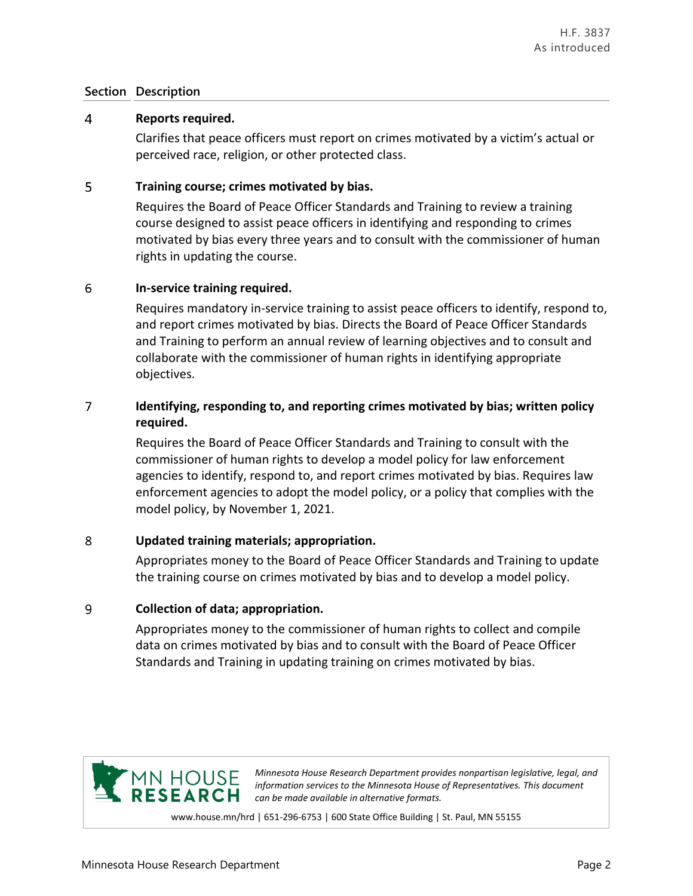| Section | Description |
|---|---|
| 4 | **Reports required.**<br>Clarifies that peace officers must report on crimes motivated by a victim's actual or perceived race, religion, or other protected class. |
| 5 | **Training course; crimes motivated by bias.**<br>Requires the Board of Peace Officer Standards and Training to review a training course designed to assist peace officers in identifying and responding to crimes motivated by bias every three years and to consult with the commissioner of human rights in updating the course. |
| 6 | **In-service training required.**<br>Requires mandatory in-service training to assist peace officers to identify, respond to, and report crimes motivated by bias. Directs the Board of Peace Officer Standards and Training to perform an annual review of learning objectives and to consult and collaborate with the commissioner of human rights in identifying appropriate objectives. |
| 7 | **Identifying, responding to, and reporting crimes motivated by bias; written policy required.**<br>Requires the Board of Peace Officer Standards and Training to consult with the commissioner of human rights to develop a model policy for law enforcement agencies to identify, respond to, and report crimes motivated by bias. Requires law enforcement agencies to adopt the model policy, or a policy that complies with the model policy, by November 1, 2021. |
| 8 | **Updated training materials; appropriation.**<br>Appropriates money to the Board of Peace Officer Standards and Training to update the training course on crimes motivated by bias and to develop a model policy. |
| 9 | **Collection of data; appropriation.**<br>Appropriates money to the commissioner of human rights to collect and compile data on crimes motivated by bias and to consult with the Board of Peace Officer Standards and Training in updating training on crimes motivated by bias. |

MN HOUSE RESEARCH

*Minnesota House Research Department provides nonpartisan legislative, legal, and information services to the Minnesota House of Representatives. This document can be made available in alternative formats.*

www.house.mn/hrd | 651-296-6753 | 600 State Office Building | St. Paul, MN 55155